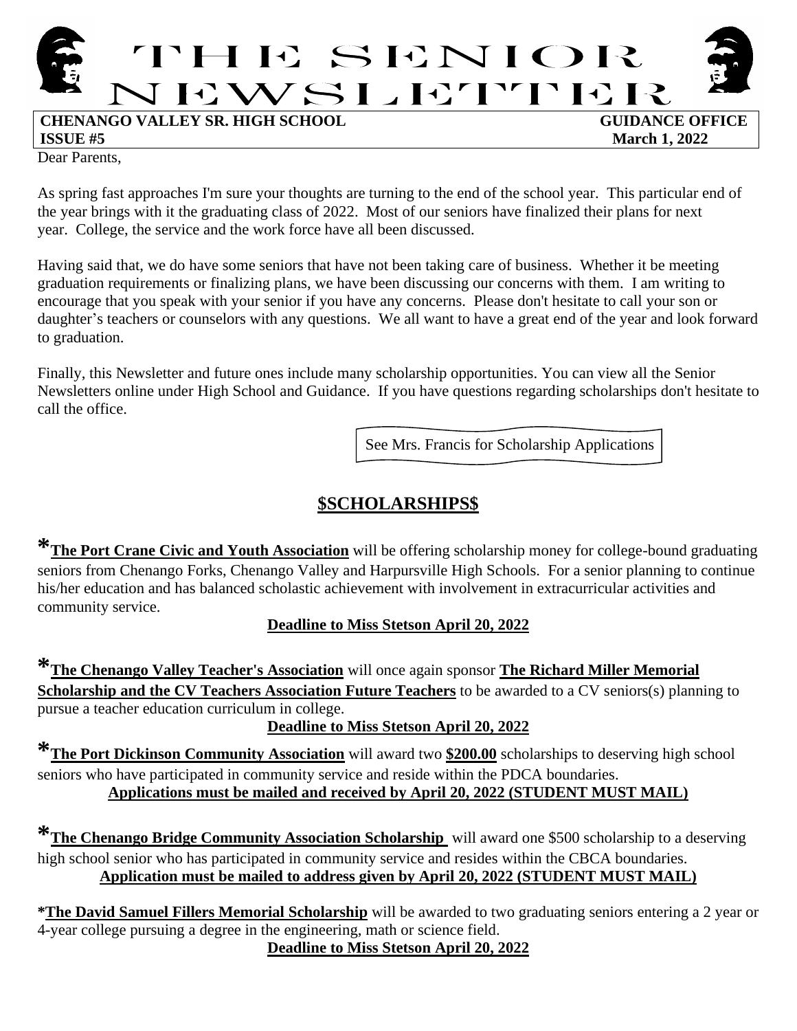# THE SENIOR NEWSLETTER

**CHENANGO VALLEY SR. HIGH SCHOOL** **GUIDANCE OFFICE**
**ISSUE #5** **March 1, 2022**

Dear Parents,

As spring fast approaches I'm sure your thoughts are turning to the end of the school year. This particular end of the year brings with it the graduating class of 2022. Most of our seniors have finalized their plans for next year. College, the service and the work force have all been discussed.

Having said that, we do have some seniors that have not been taking care of business. Whether it be meeting graduation requirements or finalizing plans, we have been discussing our concerns with them. I am writing to encourage that you speak with your senior if you have any concerns. Please don't hesitate to call your son or daughter's teachers or counselors with any questions. We all want to have a great end of the year and look forward to graduation.

Finally, this Newsletter and future ones include many scholarship opportunities. You can view all the Senior Newsletters online under High School and Guidance. If you have questions regarding scholarships don't hesitate to call the office.

See Mrs. Francis for Scholarship Applications

## $SCHOLARSHIPS$

***The Port Crane Civic and Youth Association** will be offering scholarship money for college-bound graduating seniors from Chenango Forks, Chenango Valley and Harpursville High Schools. For a senior planning to continue his/her education and has balanced scholastic achievement with involvement in extracurricular activities and community service.

**Deadline to Miss Stetson April 20, 2022**

***The Chenango Valley Teacher's Association** will once again sponsor **The Richard Miller Memorial Scholarship and the CV Teachers Association Future Teachers** to be awarded to a CV seniors(s) planning to pursue a teacher education curriculum in college.

**Deadline to Miss Stetson April 20, 2022**

***The Port Dickinson Community Association** will award two **$200.00** scholarships to deserving high school seniors who have participated in community service and reside within the PDCA boundaries.

**Applications must be mailed and received by April 20, 2022 (STUDENT MUST MAIL)**

***The Chenango Bridge Community Association Scholarship** will award one $500 scholarship to a deserving high school senior who has participated in community service and resides within the CBCA boundaries.

**Application must be mailed to address given by April 20, 2022 (STUDENT MUST MAIL)**

***The David Samuel Fillers Memorial Scholarship** will be awarded to two graduating seniors entering a 2 year or 4-year college pursuing a degree in the engineering, math or science field.

**Deadline to Miss Stetson April 20, 2022**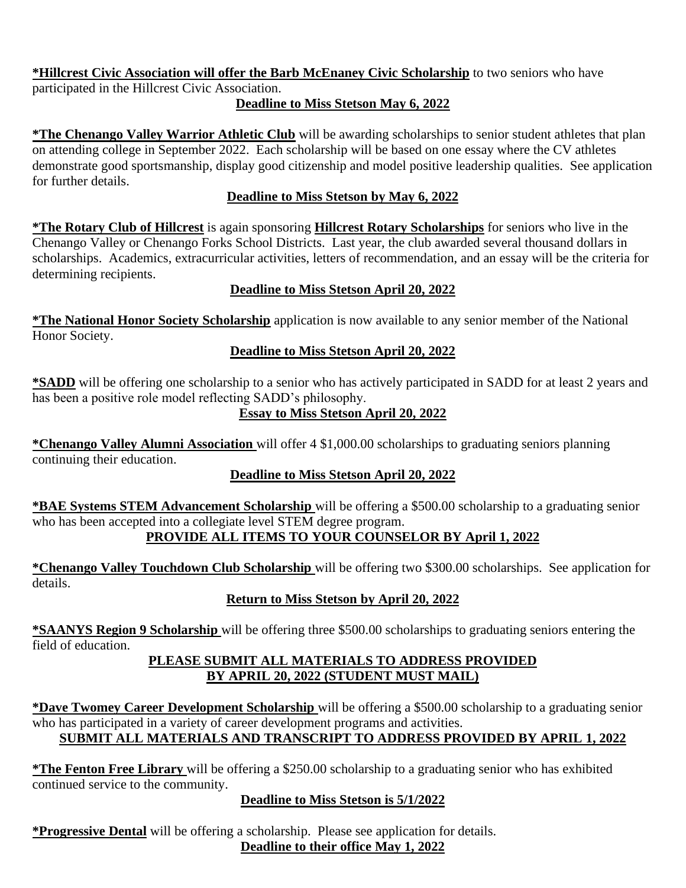**\*Hillcrest Civic Association will offer the Barb McEnaney Civic Scholarship** to two seniors who have participated in the Hillcrest Civic Association.

**Deadline to Miss Stetson May 6, 2022**

**\*The Chenango Valley Warrior Athletic Club** will be awarding scholarships to senior student athletes that plan on attending college in September 2022. Each scholarship will be based on one essay where the CV athletes demonstrate good sportsmanship, display good citizenship and model positive leadership qualities. See application for further details.

**Deadline to Miss Stetson by May 6, 2022**

**\*The Rotary Club of Hillcrest** is again sponsoring **Hillcrest Rotary Scholarships** for seniors who live in the Chenango Valley or Chenango Forks School Districts. Last year, the club awarded several thousand dollars in scholarships. Academics, extracurricular activities, letters of recommendation, and an essay will be the criteria for determining recipients.

**Deadline to Miss Stetson April 20, 2022**

**\*The National Honor Society Scholarship** application is now available to any senior member of the National Honor Society.

**Deadline to Miss Stetson April 20, 2022**

**\*SADD** will be offering one scholarship to a senior who has actively participated in SADD for at least 2 years and has been a positive role model reflecting SADD's philosophy.

**Essay to Miss Stetson April 20, 2022**

**\*Chenango Valley Alumni Association** will offer 4 $1,000.00 scholarships to graduating seniors planning continuing their education.

**Deadline to Miss Stetson April 20, 2022**

**\*BAE Systems STEM Advancement Scholarship** will be offering a $500.00 scholarship to a graduating senior who has been accepted into a collegiate level STEM degree program.

**PROVIDE ALL ITEMS TO YOUR COUNSELOR BY April 1, 2022**

**\*Chenango Valley Touchdown Club Scholarship** will be offering two $300.00 scholarships. See application for details.

**Return to Miss Stetson by April 20, 2022**

**\*SAANYS Region 9 Scholarship** will be offering three $500.00 scholarships to graduating seniors entering the field of education.

**PLEASE SUBMIT ALL MATERIALS TO ADDRESS PROVIDED BY APRIL 20, 2022 (STUDENT MUST MAIL)**

**\*Dave Twomey Career Development Scholarship** will be offering a $500.00 scholarship to a graduating senior who has participated in a variety of career development programs and activities.

**SUBMIT ALL MATERIALS AND TRANSCRIPT TO ADDRESS PROVIDED BY APRIL 1, 2022**

**\*The Fenton Free Library** will be offering a $250.00 scholarship to a graduating senior who has exhibited continued service to the community.

**Deadline to Miss Stetson is 5/1/2022**

**\*Progressive Dental** will be offering a scholarship. Please see application for details.

**Deadline to their office May 1, 2022**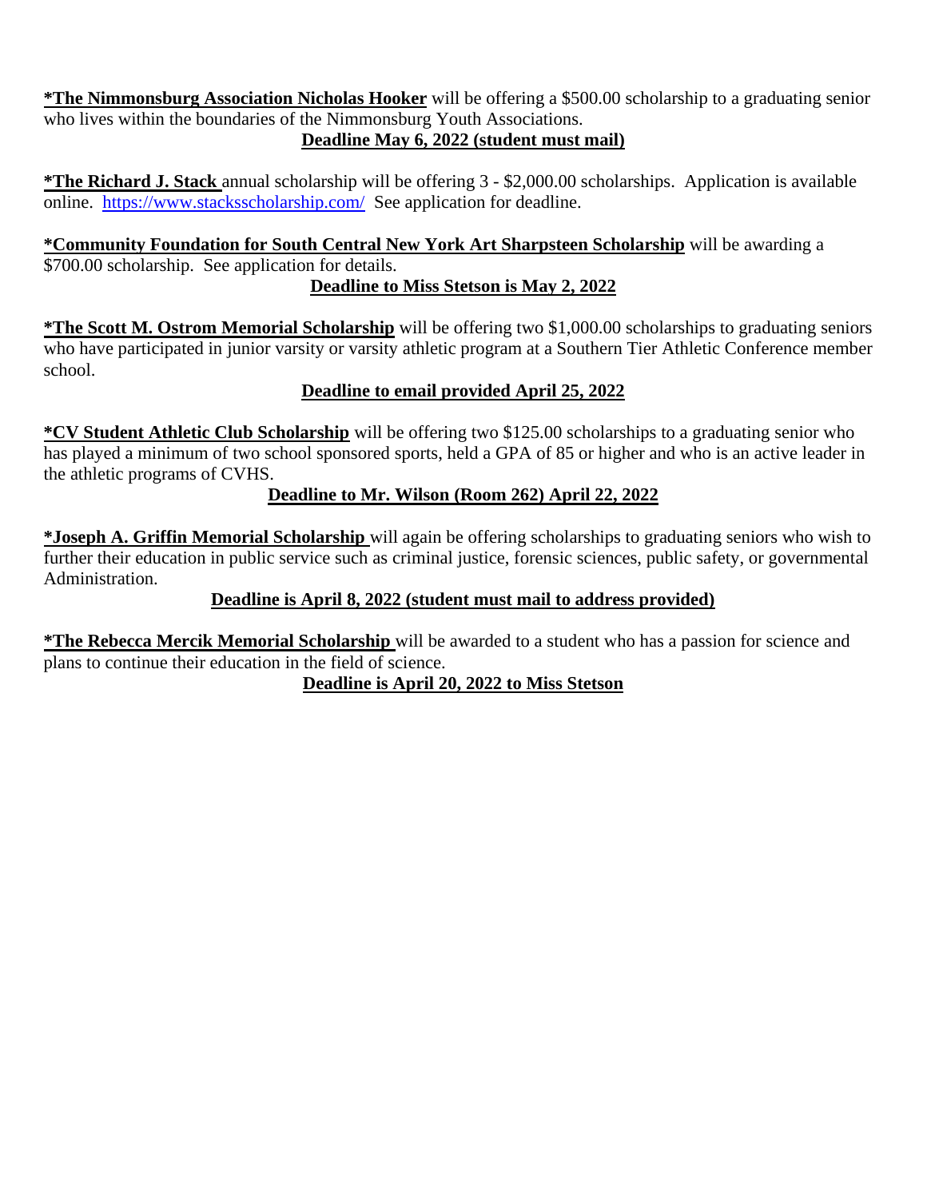**\*The Nimmonsburg Association Nicholas Hooker** will be offering a $500.00 scholarship to a graduating senior who lives within the boundaries of the Nimmonsburg Youth Associations.

**Deadline May 6, 2022 (student must mail)**

**\*The Richard J. Stack** annual scholarship will be offering 3 - $2,000.00 scholarships. Application is available online. https://www.stacksscholarship.com/ See application for deadline.

**\*Community Foundation for South Central New York Art Sharpsteen Scholarship** will be awarding a $700.00 scholarship. See application for details.

**Deadline to Miss Stetson is May 2, 2022**

**\*The Scott M. Ostrom Memorial Scholarship** will be offering two $1,000.00 scholarships to graduating seniors who have participated in junior varsity or varsity athletic program at a Southern Tier Athletic Conference member school.

**Deadline to email provided April 25, 2022**

**\*CV Student Athletic Club Scholarship** will be offering two $125.00 scholarships to a graduating senior who has played a minimum of two school sponsored sports, held a GPA of 85 or higher and who is an active leader in the athletic programs of CVHS.

**Deadline to Mr. Wilson (Room 262) April 22, 2022**

**\*Joseph A. Griffin Memorial Scholarship** will again be offering scholarships to graduating seniors who wish to further their education in public service such as criminal justice, forensic sciences, public safety, or governmental Administration.

**Deadline is April 8, 2022 (student must mail to address provided)**

**\*The Rebecca Mercik Memorial Scholarship** will be awarded to a student who has a passion for science and plans to continue their education in the field of science.

**Deadline is April 20, 2022 to Miss Stetson**